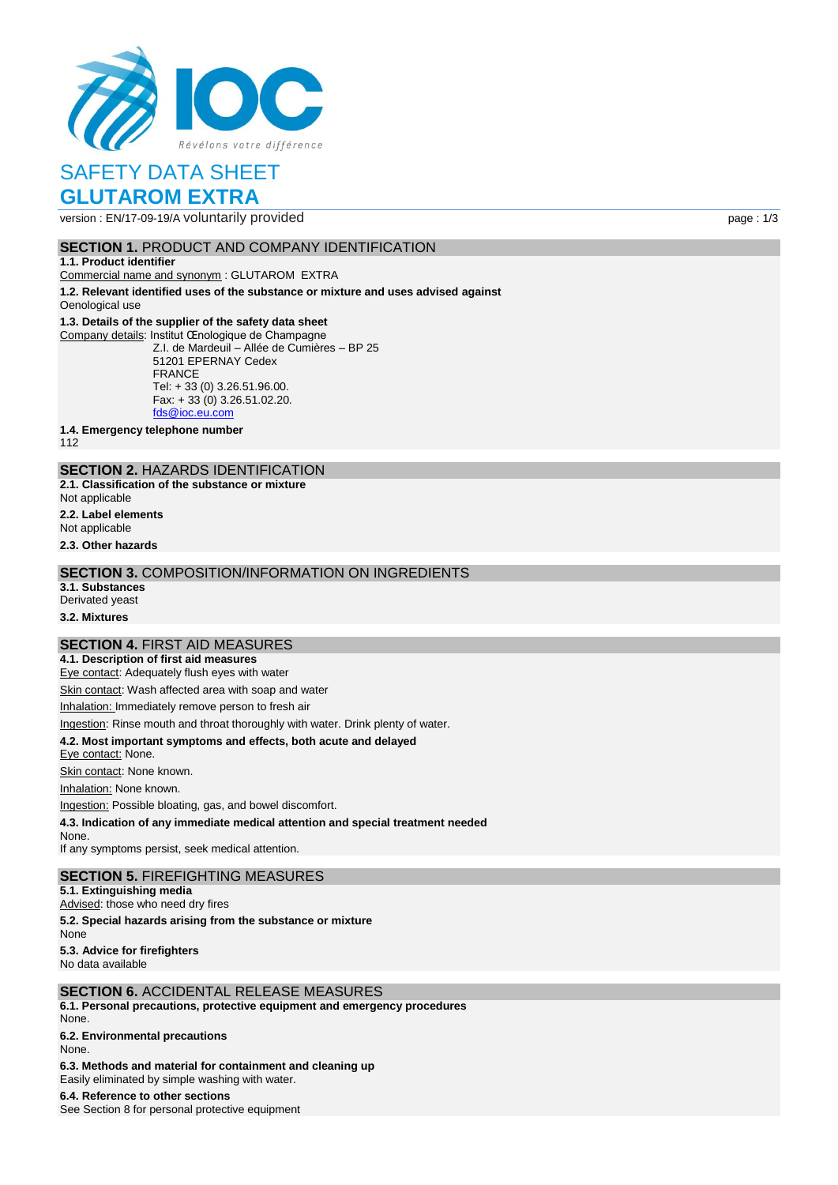IOC

Révélons votre différence

# SAFETY DATA SHEET

# GLUTAROM EXTRA

version : EN/17-09-19/A voluntarily provided

## SECTION 1. PRODUCT AND COMPANY IDENTIFICATION

**1.1. Product identifier**

Commercial name and synonym : GLUTAROM EXTRA

**1.2. Relevant identified uses of the substance or mixture and uses advised against**

Oenological use

**1.3. Details of the supplier of the safety data sheet**

Company details: Institut Œnologique de Champagne
Z.I. de Mardeuil – Allée de Cumières – BP 25
51201 EPERNAY Cedex
FRANCE
Tel: + 33 (0) 3.26.51.96.00.
Fax: + 33 (0) 3.26.51.02.20.
fds@ioc.eu.com

**1.4. Emergency telephone number**

112

## SECTION 2. HAZARDS IDENTIFICATION

**2.1. Classification of the substance or mixture**

Not applicable

**2.2. Label elements**

Not applicable

**2.3. Other hazards**

## SECTION 3. COMPOSITION/INFORMATION ON INGREDIENTS

**3.1. Substances**

Derivated yeast

**3.2. Mixtures**

## SECTION 4. FIRST AID MEASURES

**4.1. Description of first aid measures**

Eye contact: Adequately flush eyes with water

Skin contact: Wash affected area with soap and water

Inhalation: Immediately remove person to fresh air

Ingestion: Rinse mouth and throat thoroughly with water. Drink plenty of water.

**4.2. Most important symptoms and effects, both acute and delayed**

Eye contact: None.

Skin contact: None known.

Inhalation: None known.

Ingestion: Possible bloating, gas, and bowel discomfort.

**4.3. Indication of any immediate medical attention and special treatment needed**

None.

If any symptoms persist, seek medical attention.

## SECTION 5. FIREFIGHTING MEASURES

**5.1. Extinguishing media**

Advised: those who need dry fires

**5.2. Special hazards arising from the substance or mixture**

None

**5.3. Advice for firefighters**

No data available

## SECTION 6. ACCIDENTAL RELEASE MEASURES

**6.1. Personal precautions, protective equipment and emergency procedures**

None.

**6.2. Environmental precautions**

None.

**6.3. Methods and material for containment and cleaning up**

Easily eliminated by simple washing with water.

**6.4. Reference to other sections**

See Section 8 for personal protective equipment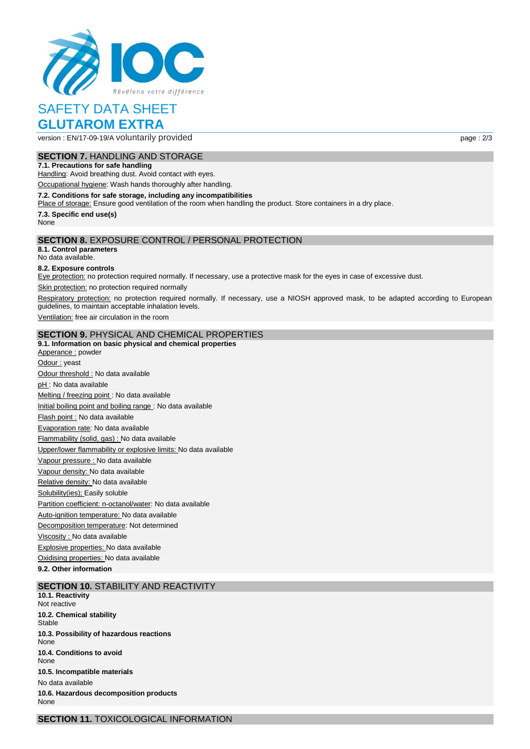# SAFETY DATA SHEET

# GLUTAROM EXTRA

version : EN/17-09-19/A voluntarily provided

## SECTION 7. HANDLING AND STORAGE

**7.1. Precautions for safe handling**

Handling: Avoid breathing dust. Avoid contact with eyes.

Occupational hygiene: Wash hands thoroughly after handling.

**7.2. Conditions for safe storage, including any incompatibilities**

Place of storage: Ensure good ventilation of the room when handling the product. Store containers in a dry place.

**7.3. Specific end use(s)**

None

## SECTION 8. EXPOSURE CONTROL / PERSONAL PROTECTION

**8.1. Control parameters**

No data available.

**8.2. Exposure controls**

Eye protection: no protection required normally. If necessary, use a protective mask for the eyes in case of excessive dust.

Skin protection: no protection required normally

Respiratory protection: no protection required normally. If necessary, use a NIOSH approved mask, to be adapted according to European guidelines, to maintain acceptable inhalation levels.

Ventilation: free air circulation in the room

## SECTION 9. PHYSICAL AND CHEMICAL PROPERTIES

**9.1. Information on basic physical and chemical properties**

Apperance : powder

Odour : yeast

Odour threshold : No data available

pH : No data available

Melting / freezing point : No data available

Initial boiling point and boiling range : No data available

Flash point : No data available

Evaporation rate: No data available

Flammability (solid, gas) : No data available

Upper/lower flammability or explosive limits: No data available

Vapour pressure : No data available

Vapour density: No data available

Relative density: No data available

Solubility(ies); Easily soluble

Partition coefficient: n-octanol/water: No data available

Auto-ignition temperature: No data available

Decomposition temperature: Not determined

Viscosity : No data available

Explosive properties: No data available

Oxidising properties: No data available

**9.2. Other information**

## SECTION 10. STABILITY AND REACTIVITY

**10.1. Reactivity**

Not reactive

**10.2. Chemical stability**

Stable

**10.3. Possibility of hazardous reactions**

None

**10.4. Conditions to avoid**

None

**10.5. Incompatible materials**

No data available

**10.6. Hazardous decomposition products**

None

## SECTION 11. TOXICOLOGICAL INFORMATION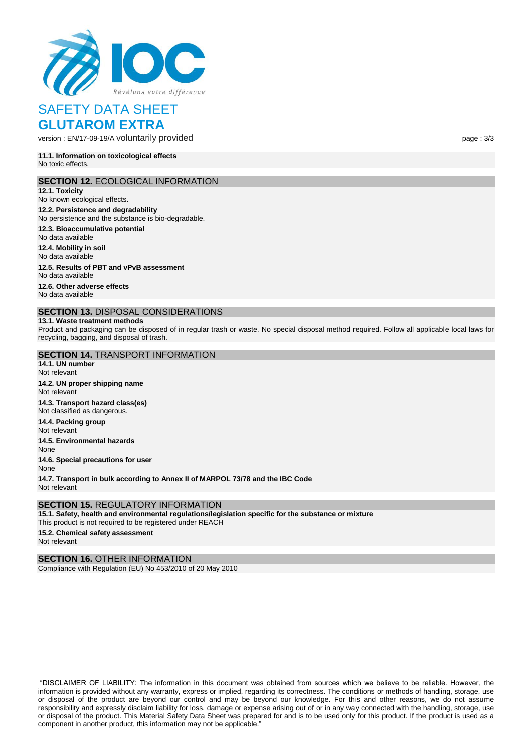**11.1. Information on toxicological effects**
No toxic effects.

## SECTION 12. ECOLOGICAL INFORMATION

**12.1. Toxicity**
No known ecological effects.

**12.2. Persistence and degradability**
No persistence and the substance is bio-degradable.

**12.3. Bioaccumulative potential**
No data available

**12.4. Mobility in soil**
No data available

**12.5. Results of PBT and vPvB assessment**
No data available

**12.6. Other adverse effects**
No data available

## SECTION 13. DISPOSAL CONSIDERATIONS

**13.1. Waste treatment methods**
Product and packaging can be disposed of in regular trash or waste. No special disposal method required. Follow all applicable local laws for recycling, bagging, and disposal of trash.

## SECTION 14. TRANSPORT INFORMATION

**14.1. UN number**
Not relevant

**14.2. UN proper shipping name**
Not relevant

**14.3. Transport hazard class(es)**
Not classified as dangerous.

**14.4. Packing group**
Not relevant

**14.5. Environmental hazards**
None

**14.6. Special precautions for user**
None

**14.7. Transport in bulk according to Annex II of MARPOL 73/78 and the IBC Code**
Not relevant

## SECTION 15. REGULATORY INFORMATION

**15.1. Safety, health and environmental regulations/legislation specific for the substance or mixture**
This product is not required to be registered under REACH

**15.2. Chemical safety assessment**
Not relevant

## SECTION 16. OTHER INFORMATION

Compliance with Regulation (EU) No 453/2010 of 20 May 2010

"DISCLAIMER OF LIABILITY: The information in this document was obtained from sources which we believe to be reliable. However, the information is provided without any warranty, express or implied, regarding its correctness. The conditions or methods of handling, storage, use or disposal of the product are beyond our control and may be beyond our knowledge. For this and other reasons, we do not assume responsibility and expressly disclaim liability for loss, damage or expense arising out of or in any way connected with the handling, storage, use or disposal of the product. This Material Safety Data Sheet was prepared for and is to be used only for this product. If the product is used as a component in another product, this information may not be applicable."